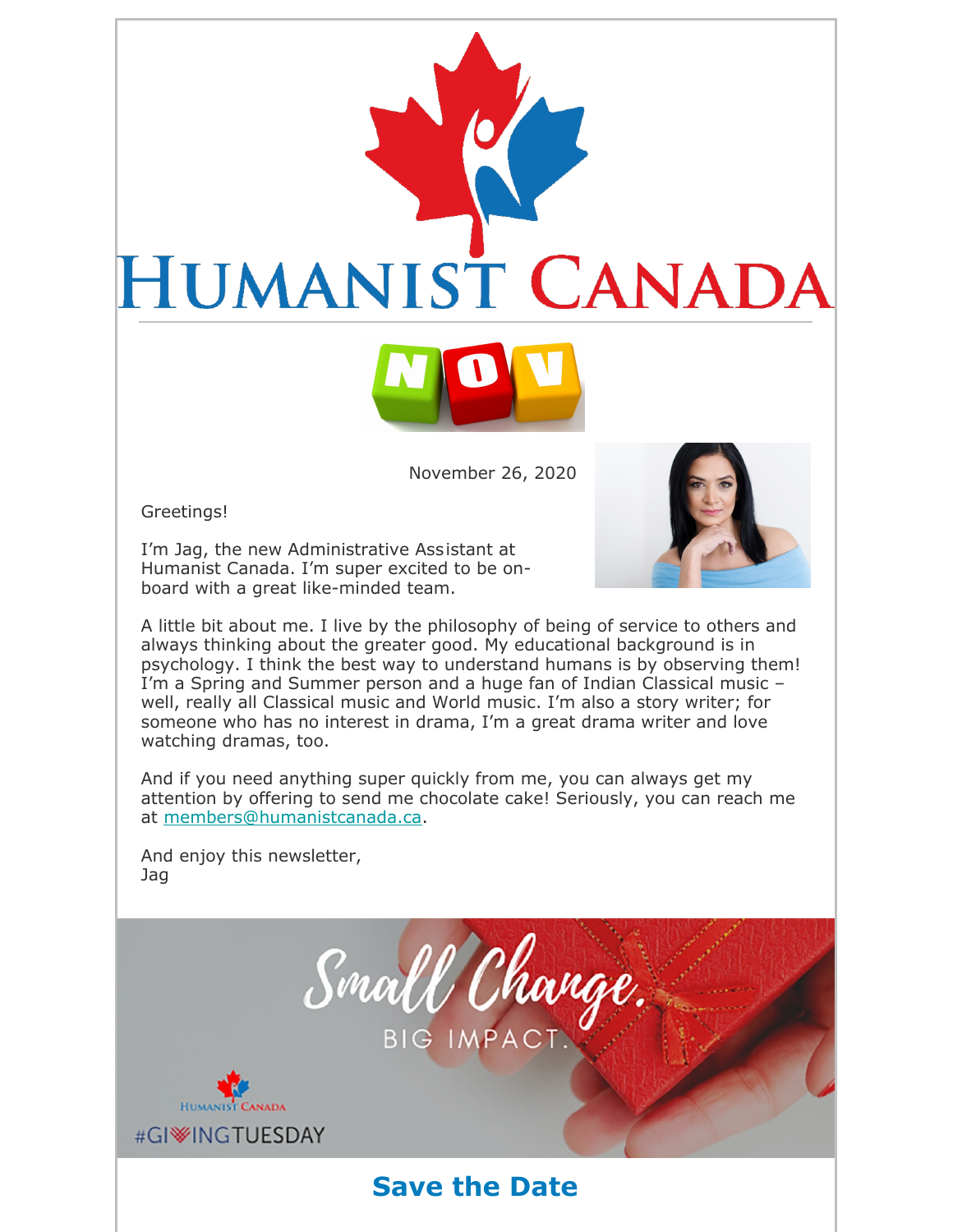# Humanist Canada

NOV

November 26, 2020

Greetings!

I'm Jag, the new Administrative Assistant at Humanist Canada. I'm super excited to be on-board with a great like-minded team.

A little bit about me. I live by the philosophy of being of service to others and always thinking about the greater good. My educational background is in psychology. I think the best way to understand humans is by observing them! I'm a Spring and Summer person and a huge fan of Indian Classical music – well, really all Classical music and World music. I'm also a story writer; for someone who has no interest in drama, I'm a great drama writer and love watching dramas, too.

And if you need anything super quickly from me, you can always get my attention by offering to send me chocolate cake! Seriously, you can reach me at members@humanistcanada.ca.

And enjoy this newsletter,
Jag

Small Change. BIG IMPACT.

Humanist Canada #GIVINGTUESDAY

## Save the Date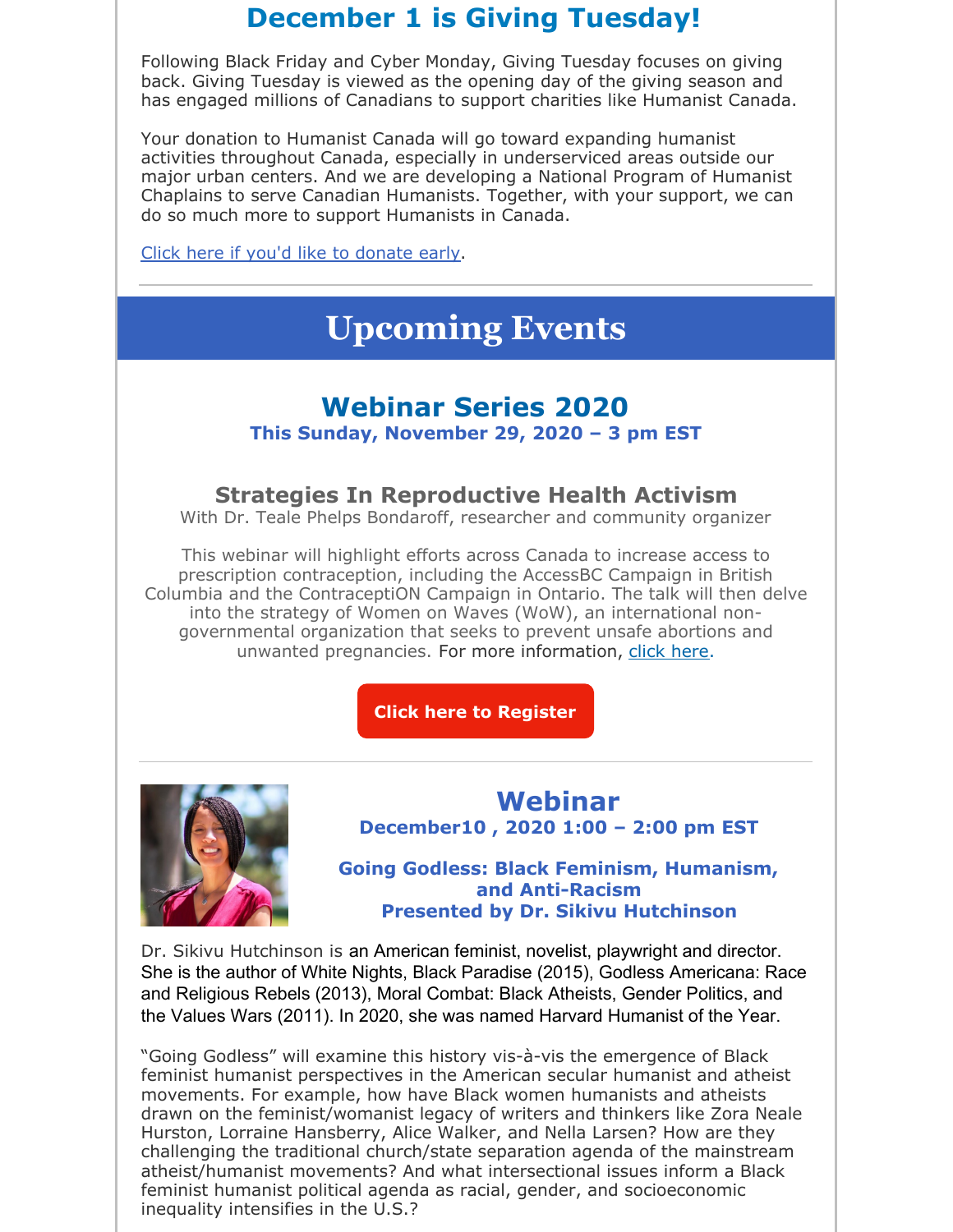## December 1 is Giving Tuesday!

Following Black Friday and Cyber Monday, Giving Tuesday focuses on giving back. Giving Tuesday is viewed as the opening day of the giving season and has engaged millions of Canadians to support charities like Humanist Canada.

Your donation to Humanist Canada will go toward expanding humanist activities throughout Canada, especially in underserviced areas outside our major urban centers. And we are developing a National Program of Humanist Chaplains to serve Canadian Humanists. Together, with your support, we can do so much more to support Humanists in Canada.

Click here if you'd like to donate early.

---

# Upcoming Events

## Webinar Series 2020

**This Sunday, November 29, 2020 – 3 pm EST**

### Strategies In Reproductive Health Activism

With Dr. Teale Phelps Bondaroff, researcher and community organizer

This webinar will highlight efforts across Canada to increase access to prescription contraception, including the AccessBC Campaign in British Columbia and the ContraceptiON Campaign in Ontario. The talk will then delve into the strategy of Women on Waves (WoW), an international non-governmental organization that seeks to prevent unsafe abortions and unwanted pregnancies. For more information, click here.

**Click here to Register**

---

## Webinar

**December10 , 2020 1:00 – 2:00 pm EST**

**Going Godless: Black Feminism, Humanism, and Anti-Racism**
**Presented by Dr. Sikivu Hutchinson**

Dr. Sikivu Hutchinson is an American feminist, novelist, playwright and director. She is the author of White Nights, Black Paradise (2015), Godless Americana: Race and Religious Rebels (2013), Moral Combat: Black Atheists, Gender Politics, and the Values Wars (2011). In 2020, she was named Harvard Humanist of the Year.

"Going Godless" will examine this history vis-à-vis the emergence of Black feminist humanist perspectives in the American secular humanist and atheist movements. For example, how have Black women humanists and atheists drawn on the feminist/womanist legacy of writers and thinkers like Zora Neale Hurston, Lorraine Hansberry, Alice Walker, and Nella Larsen? How are they challenging the traditional church/state separation agenda of the mainstream atheist/humanist movements? And what intersectional issues inform a Black feminist humanist political agenda as racial, gender, and socioeconomic inequality intensifies in the U.S.?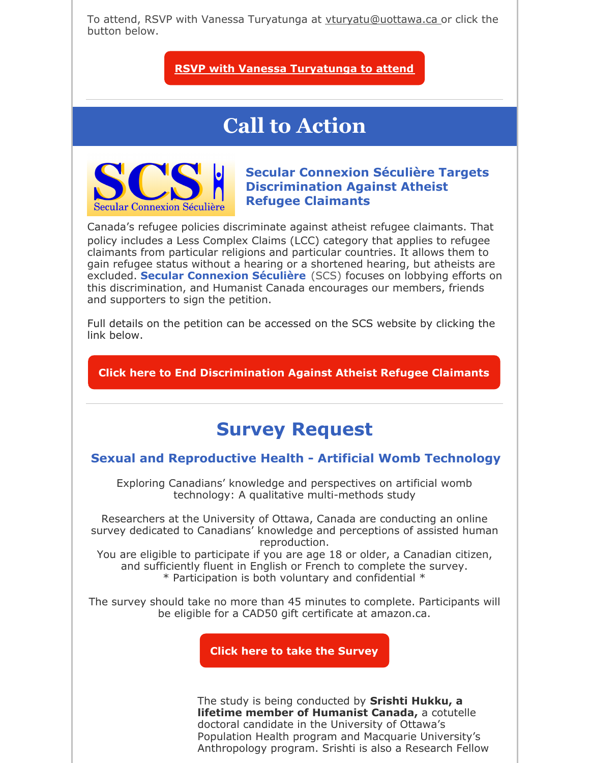To attend, RSVP with Vanessa Turyatunga at vturyatu@uottawa.ca or click the button below.

**RSVP with Vanessa Turyatunga to attend**

# Call to Action

SCS Secular Connexion Séculière

### Secular Connexion Séculière Targets Discrimination Against Atheist Refugee Claimants

Canada's refugee policies discriminate against atheist refugee claimants. That policy includes a Less Complex Claims (LCC) category that applies to refugee claimants from particular religions and particular countries. It allows them to gain refugee status without a hearing or a shortened hearing, but atheists are excluded. **Secular Connexion Séculière** (SCS) focuses on lobbying efforts on this discrimination, and Humanist Canada encourages our members, friends and supporters to sign the petition.

Full details on the petition can be accessed on the SCS website by clicking the link below.

**Click here to End Discrimination Against Atheist Refugee Claimants**

## Survey Request

### Sexual and Reproductive Health - Artificial Womb Technology

Exploring Canadians' knowledge and perspectives on artificial womb technology: A qualitative multi-methods study

Researchers at the University of Ottawa, Canada are conducting an online survey dedicated to Canadians' knowledge and perceptions of assisted human reproduction.
You are eligible to participate if you are age 18 or older, a Canadian citizen, and sufficiently fluent in English or French to complete the survey.
* Participation is both voluntary and confidential *

The survey should take no more than 45 minutes to complete. Participants will be eligible for a CAD50 gift certificate at amazon.ca.

**Click here to take the Survey**

The study is being conducted by **Srishti Hukku, a lifetime member of Humanist Canada,** a cotutelle doctoral candidate in the University of Ottawa's Population Health program and Macquarie University's Anthropology program. Srishti is also a Research Fellow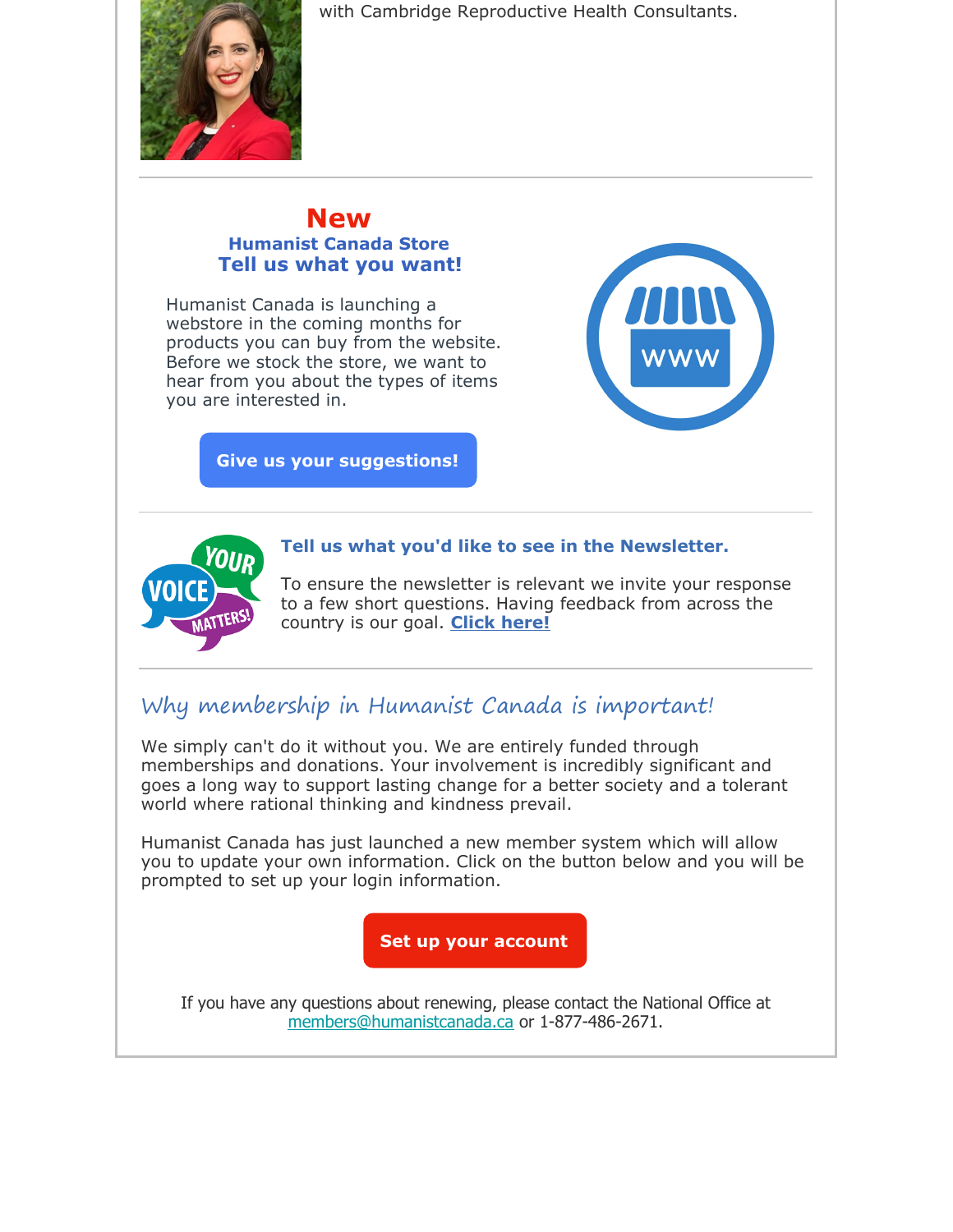with Cambridge Reproductive Health Consultants.

---

## New

### Humanist Canada Store

### Tell us what you want!

Humanist Canada is launching a webstore in the coming months for products you can buy from the website. Before we stock the store, we want to hear from you about the types of items you are interested in.

**Give us your suggestions!**

---

**Tell us what you'd like to see in the Newsletter.**

To ensure the newsletter is relevant we invite your response to a few short questions. Having feedback from across the country is our goal. **Click here!**

---

## *Why membership in Humanist Canada is important!*

We simply can't do it without you. We are entirely funded through memberships and donations. Your involvement is incredibly significant and goes a long way to support lasting change for a better society and a tolerant world where rational thinking and kindness prevail.

Humanist Canada has just launched a new member system which will allow you to update your own information. Click on the button below and you will be prompted to set up your login information.

**Set up your account**

If you have any questions about renewing, please contact the National Office at members@humanistcanada.ca or 1-877-486-2671.